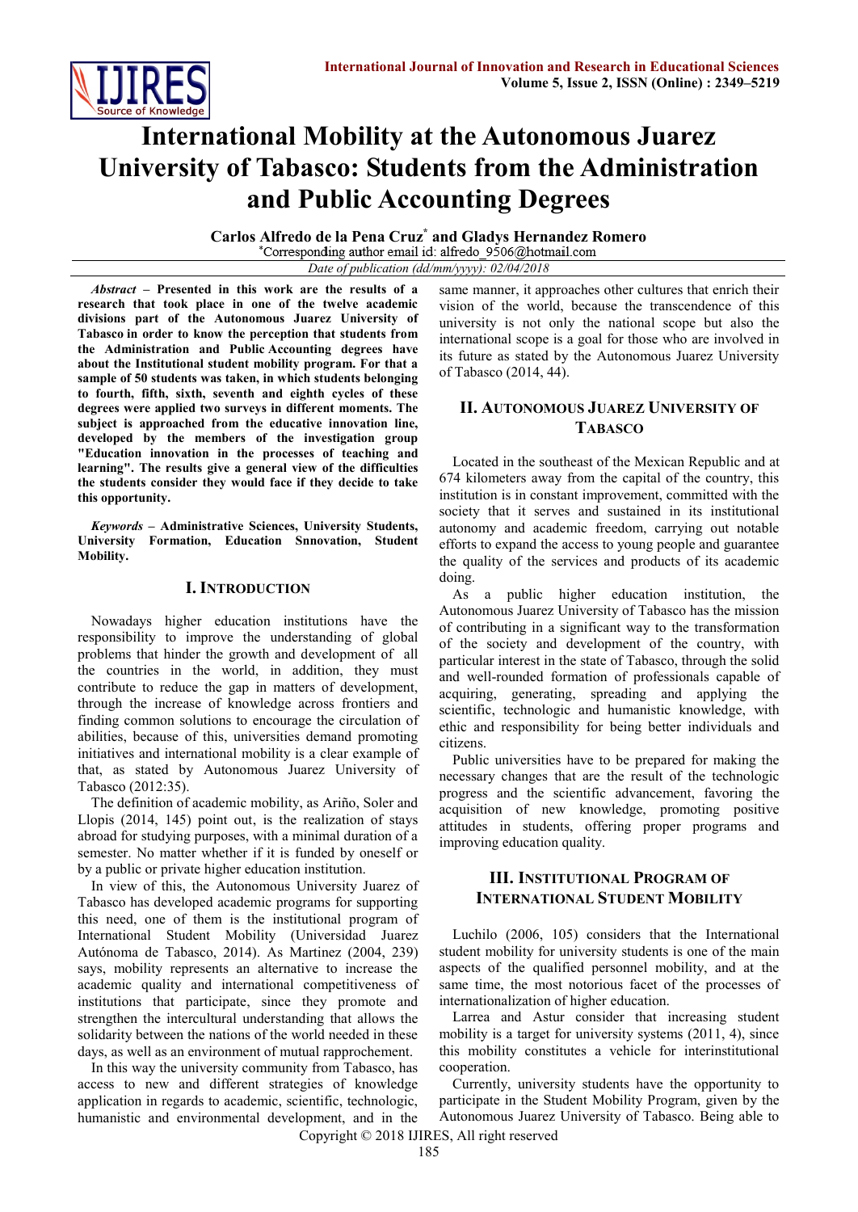# International Mobility at the Autonomous Juarez University of Tabasco: Students from the Administration and Public Accounting Degrees

**Carlos Alfredo de la Pena Cruz*** **and Gladys Hernandez Romero**

*Corresponding author email id: alfredo_9506@hotmail.com

*Date of publication (dd/mm/yyyy): 02/04/2018*

***Abstract*** **– Presented in this work are the results of a research that took place in one of the twelve academic divisions part of the Autonomous Juarez University of Tabasco in order to know the perception that students from the Administration and Public Accounting degrees have about the Institutional student mobility program. For that a sample of 50 students was taken, in which students belonging to fourth, fifth, sixth, seventh and eighth cycles of these degrees were applied two surveys in different moments. The subject is approached from the educative innovation line, developed by the members of the investigation group "Education innovation in the processes of teaching and learning". The results give a general view of the difficulties the students consider they would face if they decide to take this opportunity.**

***Keywords*** **– Administrative Sciences, University Students, University Formation, Education Snnovation, Student Mobility.**

## I. Introduction

Nowadays higher education institutions have the responsibility to improve the understanding of global problems that hinder the growth and development of all the countries in the world, in addition, they must contribute to reduce the gap in matters of development, through the increase of knowledge across frontiers and finding common solutions to encourage the circulation of abilities, because of this, universities demand promoting initiatives and international mobility is a clear example of that, as stated by Autonomous Juarez University of Tabasco (2012:35).

The definition of academic mobility, as Ariño, Soler and Llopis (2014, 145) point out, is the realization of stays abroad for studying purposes, with a minimal duration of a semester. No matter whether if it is funded by oneself or by a public or private higher education institution.

In view of this, the Autonomous University Juarez of Tabasco has developed academic programs for supporting this need, one of them is the institutional program of International Student Mobility (Universidad Juarez Autónoma de Tabasco, 2014). As Martinez (2004, 239) says, mobility represents an alternative to increase the academic quality and international competitiveness of institutions that participate, since they promote and strengthen the intercultural understanding that allows the solidarity between the nations of the world needed in these days, as well as an environment of mutual rapprochement.

In this way the university community from Tabasco, has access to new and different strategies of knowledge application in regards to academic, scientific, technologic, humanistic and environmental development, and in the same manner, it approaches other cultures that enrich their vision of the world, because the transcendence of this university is not only the national scope but also the international scope is a goal for those who are involved in its future as stated by the Autonomous Juarez University of Tabasco (2014, 44).

## II. Autonomous Juarez University of Tabasco

Located in the southeast of the Mexican Republic and at 674 kilometers away from the capital of the country, this institution is in constant improvement, committed with the society that it serves and sustained in its institutional autonomy and academic freedom, carrying out notable efforts to expand the access to young people and guarantee the quality of the services and products of its academic doing.

As a public higher education institution, the Autonomous Juarez University of Tabasco has the mission of contributing in a significant way to the transformation of the society and development of the country, with particular interest in the state of Tabasco, through the solid and well-rounded formation of professionals capable of acquiring, generating, spreading and applying the scientific, technologic and humanistic knowledge, with ethic and responsibility for being better individuals and citizens.

Public universities have to be prepared for making the necessary changes that are the result of the technologic progress and the scientific advancement, favoring the acquisition of new knowledge, promoting positive attitudes in students, offering proper programs and improving education quality.

## III. Institutional Program of International Student Mobility

Luchilo (2006, 105) considers that the International student mobility for university students is one of the main aspects of the qualified personnel mobility, and at the same time, the most notorious facet of the processes of internationalization of higher education.

Larrea and Astur consider that increasing student mobility is a target for university systems (2011, 4), since this mobility constitutes a vehicle for interinstitutional cooperation.

Currently, university students have the opportunity to participate in the Student Mobility Program, given by the Autonomous Juarez University of Tabasco. Being able to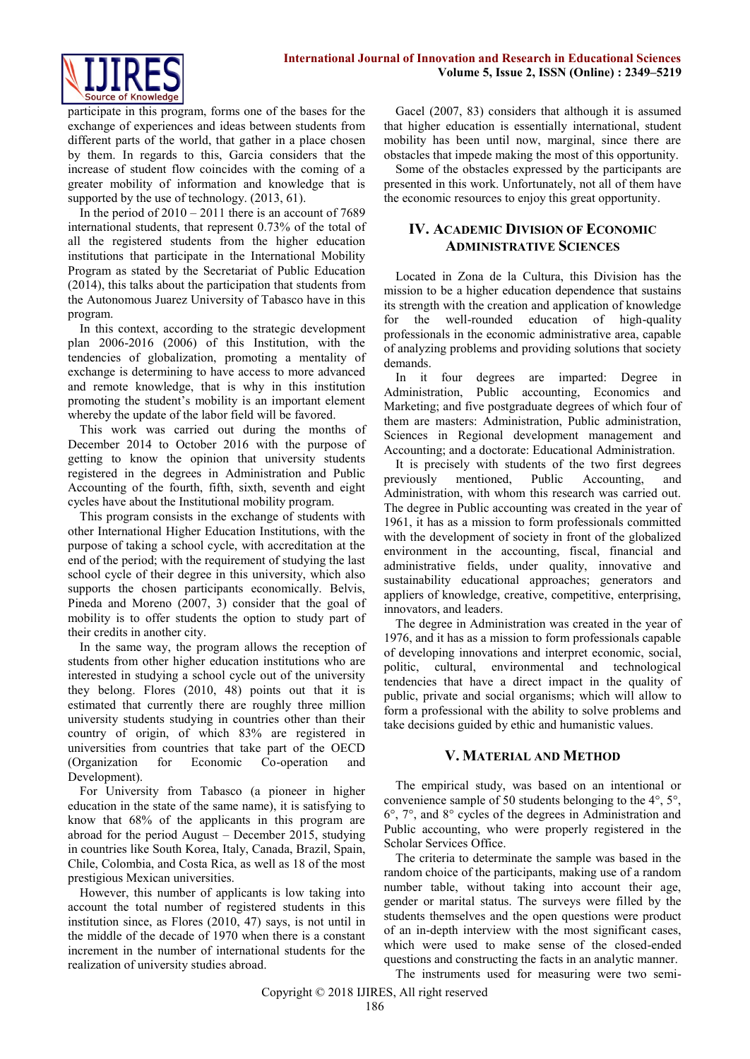participate in this program, forms one of the bases for the exchange of experiences and ideas between students from different parts of the world, that gather in a place chosen by them. In regards to this, Garcia considers that the increase of student flow coincides with the coming of a greater mobility of information and knowledge that is supported by the use of technology. (2013, 61).

In the period of 2010 – 2011 there is an account of 7689 international students, that represent 0.73% of the total of all the registered students from the higher education institutions that participate in the International Mobility Program as stated by the Secretariat of Public Education (2014), this talks about the participation that students from the Autonomous Juarez University of Tabasco have in this program.

In this context, according to the strategic development plan 2006-2016 (2006) of this Institution, with the tendencies of globalization, promoting a mentality of exchange is determining to have access to more advanced and remote knowledge, that is why in this institution promoting the student's mobility is an important element whereby the update of the labor field will be favored.

This work was carried out during the months of December 2014 to October 2016 with the purpose of getting to know the opinion that university students registered in the degrees in Administration and Public Accounting of the fourth, fifth, sixth, seventh and eight cycles have about the Institutional mobility program.

This program consists in the exchange of students with other International Higher Education Institutions, with the purpose of taking a school cycle, with accreditation at the end of the period; with the requirement of studying the last school cycle of their degree in this university, which also supports the chosen participants economically. Belvis, Pineda and Moreno (2007, 3) consider that the goal of mobility is to offer students the option to study part of their credits in another city.

In the same way, the program allows the reception of students from other higher education institutions who are interested in studying a school cycle out of the university they belong. Flores (2010, 48) points out that it is estimated that currently there are roughly three million university students studying in countries other than their country of origin, of which 83% are registered in universities from countries that take part of the OECD (Organization for Economic Co-operation and Development).

For University from Tabasco (a pioneer in higher education in the state of the same name), it is satisfying to know that 68% of the applicants in this program are abroad for the period August – December 2015, studying in countries like South Korea, Italy, Canada, Brazil, Spain, Chile, Colombia, and Costa Rica, as well as 18 of the most prestigious Mexican universities.

However, this number of applicants is low taking into account the total number of registered students in this institution since, as Flores (2010, 47) says, is not until in the middle of the decade of 1970 when there is a constant increment in the number of international students for the realization of university studies abroad.

Gacel (2007, 83) considers that although it is assumed that higher education is essentially international, student mobility has been until now, marginal, since there are obstacles that impede making the most of this opportunity.

Some of the obstacles expressed by the participants are presented in this work. Unfortunately, not all of them have the economic resources to enjoy this great opportunity.

## IV. Academic Division of Economic Administrative Sciences

Located in Zona de la Cultura, this Division has the mission to be a higher education dependence that sustains its strength with the creation and application of knowledge for the well-rounded education of high-quality professionals in the economic administrative area, capable of analyzing problems and providing solutions that society demands.

In it four degrees are imparted: Degree in Administration, Public accounting, Economics and Marketing; and five postgraduate degrees of which four of them are masters: Administration, Public administration, Sciences in Regional development management and Accounting; and a doctorate: Educational Administration.

It is precisely with students of the two first degrees previously mentioned, Public Accounting, and Administration, with whom this research was carried out. The degree in Public accounting was created in the year of 1961, it has as a mission to form professionals committed with the development of society in front of the globalized environment in the accounting, fiscal, financial and administrative fields, under quality, innovative and sustainability educational approaches; generators and appliers of knowledge, creative, competitive, enterprising, innovators, and leaders.

The degree in Administration was created in the year of 1976, and it has as a mission to form professionals capable of developing innovations and interpret economic, social, politic, cultural, environmental and technological tendencies that have a direct impact in the quality of public, private and social organisms; which will allow to form a professional with the ability to solve problems and take decisions guided by ethic and humanistic values.

## V. Material and Method

The empirical study, was based on an intentional or convenience sample of 50 students belonging to the 4°, 5°, 6°, 7°, and 8° cycles of the degrees in Administration and Public accounting, who were properly registered in the Scholar Services Office.

The criteria to determinate the sample was based in the random choice of the participants, making use of a random number table, without taking into account their age, gender or marital status. The surveys were filled by the students themselves and the open questions were product of an in-depth interview with the most significant cases, which were used to make sense of the closed-ended questions and constructing the facts in an analytic manner.

The instruments used for measuring were two semi-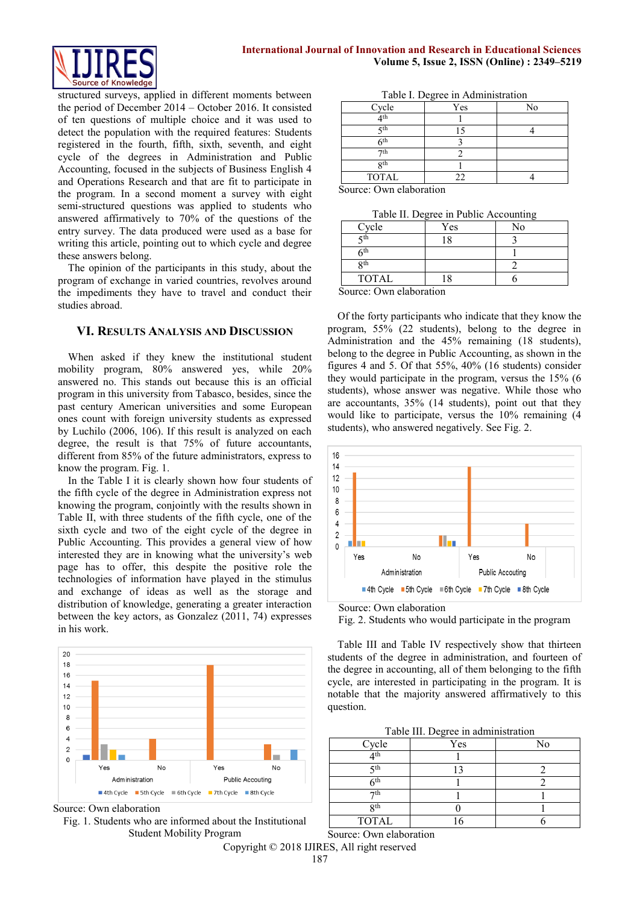structured surveys, applied in different moments between the period of December 2014 – October 2016. It consisted of ten questions of multiple choice and it was used to detect the population with the required features: Students registered in the fourth, fifth, sixth, seventh, and eight cycle of the degrees in Administration and Public Accounting, focused in the subjects of Business English 4 and Operations Research and that are fit to participate in the program. In a second moment a survey with eight semi-structured questions was applied to students who answered affirmatively to 70% of the questions of the entry survey. The data produced were used as a base for writing this article, pointing out to which cycle and degree these answers belong.

The opinion of the participants in this study, about the program of exchange in varied countries, revolves around the impediments they have to travel and conduct their studies abroad.

## VI. Results Analysis and Discussion

When asked if they knew the institutional student mobility program, 80% answered yes, while 20% answered no. This stands out because this is an official program in this university from Tabasco, besides, since the past century American universities and some European ones count with foreign university students as expressed by Luchilo (2006, 106). If this result is analyzed on each degree, the result is that 75% of future accountants, different from 85% of the future administrators, express to know the program. Fig. 1.

In the Table I it is clearly shown how four students of the fifth cycle of the degree in Administration express not knowing the program, conjointly with the results shown in Table II, with three students of the fifth cycle, one of the sixth cycle and two of the eight cycle of the degree in Public Accounting. This provides a general view of how interested they are in knowing what the university's web page has to offer, this despite the positive role the technologies of information have played in the stimulus and exchange of ideas as well as the storage and distribution of knowledge, generating a greater interaction between the key actors, as Gonzalez (2011, 74) expresses in his work.

Source: Own elaboration

Fig. 1. Students who are informed about the Institutional Student Mobility Program

Table I. Degree in Administration

| Cycle | Yes | No |
|---|---|---|
| 4th | 1 | |
| 5th | 15 | 4 |
| 6th | 3 | |
| 7th | 2 | |
| 8th | 1 | |
| TOTAL | 22 | 4 |

Source: Own elaboration

Table II. Degree in Public Accounting

| Cycle | Yes | No |
|---|---|---|
| 5th | 18 | 3 |
| 6th | | 1 |
| 8th | | 2 |
| TOTAL | 18 | 6 |

Source: Own elaboration

Of the forty participants who indicate that they know the program, 55% (22 students), belong to the degree in Administration and the 45% remaining (18 students), belong to the degree in Public Accounting, as shown in the figures 4 and 5. Of that 55%, 40% (16 students) consider they would participate in the program, versus the 15% (6 students), whose answer was negative. While those who are accountants, 35% (14 students), point out that they would like to participate, versus the 10% remaining (4 students), who answered negatively. See Fig. 2.

Source: Own elaboration

Fig. 2. Students who would participate in the program

Table III and Table IV respectively show that thirteen students of the degree in administration, and fourteen of the degree in accounting, all of them belonging to the fifth cycle, are interested in participating in the program. It is notable that the majority answered affirmatively to this question.

Table III. Degree in administration

| Cycle | Yes | No |
|---|---|---|
| 4th | 1 | |
| 5th | 13 | 2 |
| 6th | 1 | 2 |
| 7th | 1 | 1 |
| 8th | 0 | 1 |
| TOTAL | 16 | 6 |

Source: Own elaboration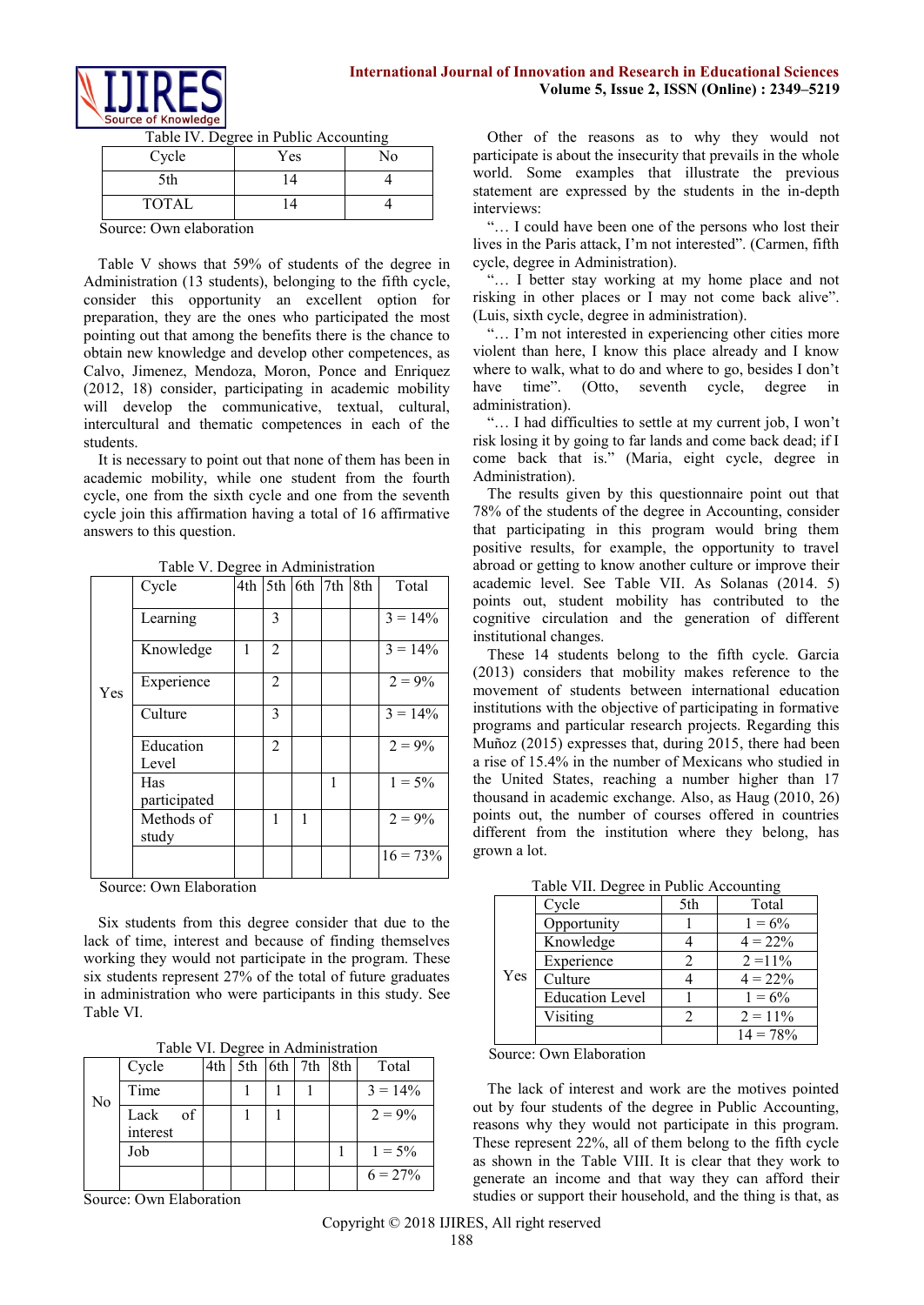Table IV. Degree in Public Accounting

| Cycle | Yes | No |
|---|---|---|
| 5th | 14 | 4 |
| TOTAL | 14 | 4 |

Source: Own elaboration

Table V shows that 59% of students of the degree in Administration (13 students), belonging to the fifth cycle, consider this opportunity an excellent option for preparation, they are the ones who participated the most pointing out that among the benefits there is the chance to obtain new knowledge and develop other competences, as Calvo, Jimenez, Mendoza, Moron, Ponce and Enriquez (2012, 18) consider, participating in academic mobility will develop the communicative, textual, cultural, intercultural and thematic competences in each of the students.

It is necessary to point out that none of them has been in academic mobility, while one student from the fourth cycle, one from the sixth cycle and one from the seventh cycle join this affirmation having a total of 16 affirmative answers to this question.

Table V. Degree in Administration

| | Cycle | 4th | 5th | 6th | 7th | 8th | Total |
|---|---|---|---|---|---|---|---|
| Yes | Learning | | 3 | | | | 3 = 14% |
| | Knowledge | 1 | 2 | | | | 3 = 14% |
| | Experience | | 2 | | | | 2 = 9% |
| | Culture | | 3 | | | | 3 = 14% |
| | Education Level | | 2 | | | | 2 = 9% |
| | Has participated | | | | 1 | | 1 = 5% |
| | Methods of study | | 1 | 1 | | | 2 = 9% |
| | | | | | | | 16 = 73% |

Source: Own Elaboration

Six students from this degree consider that due to the lack of time, interest and because of finding themselves working they would not participate in the program. These six students represent 27% of the total of future graduates in administration who were participants in this study. See Table VI.

Table VI. Degree in Administration

| | Cycle | 4th | 5th | 6th | 7th | 8th | Total |
|---|---|---|---|---|---|---|---|
| No | Time | | 1 | 1 | 1 | | 3 = 14% |
| | Lack of interest | | 1 | 1 | | | 2 = 9% |
| | Job | | | | | 1 | 1 = 5% |
| | | | | | | | 6 = 27% |

Source: Own Elaboration

Other of the reasons as to why they would not participate is about the insecurity that prevails in the whole world. Some examples that illustrate the previous statement are expressed by the students in the in-depth interviews:

"… I could have been one of the persons who lost their lives in the Paris attack, I'm not interested". (Carmen, fifth cycle, degree in Administration).

"… I better stay working at my home place and not risking in other places or I may not come back alive". (Luis, sixth cycle, degree in administration).

"… I'm not interested in experiencing other cities more violent than here, I know this place already and I know where to walk, what to do and where to go, besides I don't have time". (Otto, seventh cycle, degree in administration).

"… I had difficulties to settle at my current job, I won't risk losing it by going to far lands and come back dead; if I come back that is." (Maria, eight cycle, degree in Administration).

The results given by this questionnaire point out that 78% of the students of the degree in Accounting, consider that participating in this program would bring them positive results, for example, the opportunity to travel abroad or getting to know another culture or improve their academic level. See Table VII. As Solanas (2014. 5) points out, student mobility has contributed to the cognitive circulation and the generation of different institutional changes.

These 14 students belong to the fifth cycle. Garcia (2013) considers that mobility makes reference to the movement of students between international education institutions with the objective of participating in formative programs and particular research projects. Regarding this Muñoz (2015) expresses that, during 2015, there had been a rise of 15.4% in the number of Mexicans who studied in the United States, reaching a number higher than 17 thousand in academic exchange. Also, as Haug (2010, 26) points out, the number of courses offered in countries different from the institution where they belong, has grown a lot.

Table VII. Degree in Public Accounting

| | Cycle | 5th | Total |
|---|---|---|---|
| Yes | Opportunity | 1 | 1 = 6% |
| | Knowledge | 4 | 4 = 22% |
| | Experience | 2 | 2 =11% |
| | Culture | 4 | 4 = 22% |
| | Education Level | 1 | 1 = 6% |
| | Visiting | 2 | 2 = 11% |
| | | | 14 = 78% |

Source: Own Elaboration

The lack of interest and work are the motives pointed out by four students of the degree in Public Accounting, reasons why they would not participate in this program. These represent 22%, all of them belong to the fifth cycle as shown in the Table VIII. It is clear that they work to generate an income and that way they can afford their studies or support their household, and the thing is that, as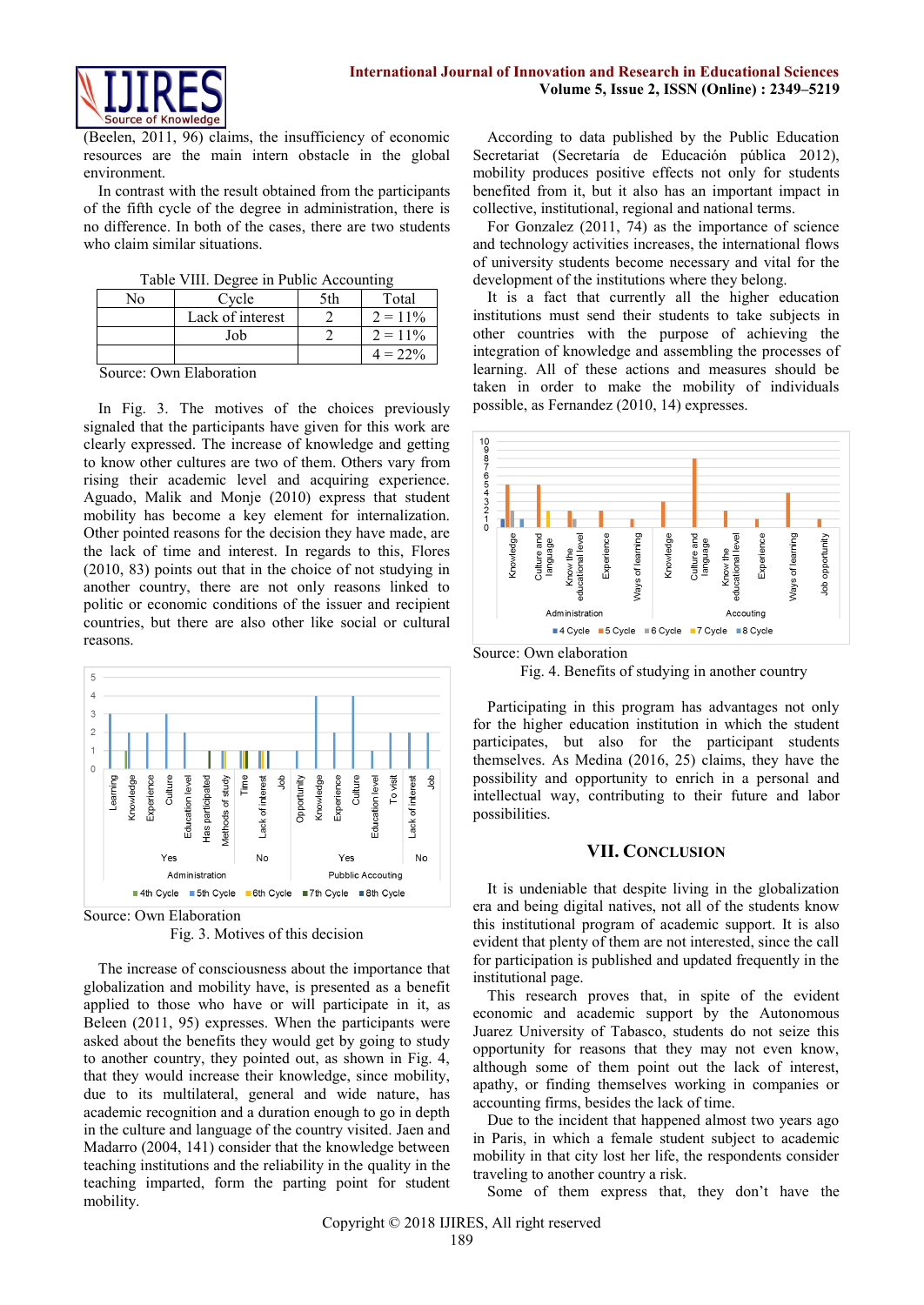(Beelen, 2011, 96) claims, the insufficiency of economic resources are the main intern obstacle in the global environment.

In contrast with the result obtained from the participants of the fifth cycle of the degree in administration, there is no difference. In both of the cases, there are two students who claim similar situations.

Table VIII. Degree in Public Accounting

| No | Cycle | 5th | Total |
|---|---|---|---|
| | Lack of interest | 2 | 2 = 11% |
| | Job | 2 | 2 = 11% |
| | | | 4 = 22% |

Source: Own Elaboration

In Fig. 3. The motives of the choices previously signaled that the participants have given for this work are clearly expressed. The increase of knowledge and getting to know other cultures are two of them. Others vary from rising their academic level and acquiring experience. Aguado, Malik and Monje (2010) express that student mobility has become a key element for internalization. Other pointed reasons for the decision they have made, are the lack of time and interest. In regards to this, Flores (2010, 83) points out that in the choice of not studying in another country, there are not only reasons linked to politic or economic conditions of the issuer and recipient countries, but there are also other like social or cultural reasons.

Source: Own Elaboration

Fig. 3. Motives of this decision

The increase of consciousness about the importance that globalization and mobility have, is presented as a benefit applied to those who have or will participate in it, as Beleen (2011, 95) expresses. When the participants were asked about the benefits they would get by going to study to another country, they pointed out, as shown in Fig. 4, that they would increase their knowledge, since mobility, due to its multilateral, general and wide nature, has academic recognition and a duration enough to go in depth in the culture and language of the country visited. Jaen and Madarro (2004, 141) consider that the knowledge between teaching institutions and the reliability in the quality in the teaching imparted, form the parting point for student mobility.

According to data published by the Public Education Secretariat (Secretaría de Educación pública 2012), mobility produces positive effects not only for students benefited from it, but it also has an important impact in collective, institutional, regional and national terms.

For Gonzalez (2011, 74) as the importance of science and technology activities increases, the international flows of university students become necessary and vital for the development of the institutions where they belong.

It is a fact that currently all the higher education institutions must send their students to take subjects in other countries with the purpose of achieving the integration of knowledge and assembling the processes of learning. All of these actions and measures should be taken in order to make the mobility of individuals possible, as Fernandez (2010, 14) expresses.

Source: Own elaboration

Fig. 4. Benefits of studying in another country

Participating in this program has advantages not only for the higher education institution in which the student participates, but also for the participant students themselves. As Medina (2016, 25) claims, they have the possibility and opportunity to enrich in a personal and intellectual way, contributing to their future and labor possibilities.

## VII. Conclusion

It is undeniable that despite living in the globalization era and being digital natives, not all of the students know this institutional program of academic support. It is also evident that plenty of them are not interested, since the call for participation is published and updated frequently in the institutional page.

This research proves that, in spite of the evident economic and academic support by the Autonomous Juarez University of Tabasco, students do not seize this opportunity for reasons that they may not even know, although some of them point out the lack of interest, apathy, or finding themselves working in companies or accounting firms, besides the lack of time.

Due to the incident that happened almost two years ago in Paris, in which a female student subject to academic mobility in that city lost her life, the respondents consider traveling to another country a risk.

Some of them express that, they don't have the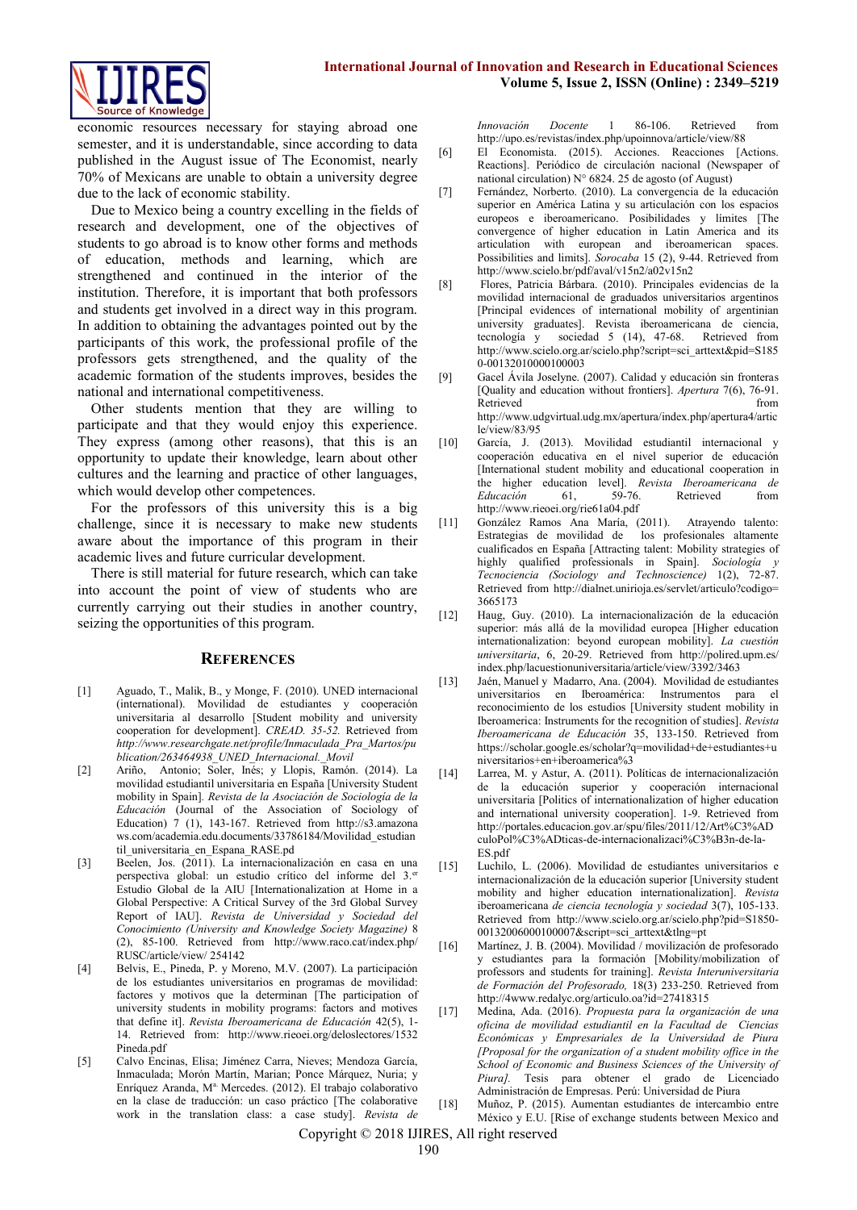economic resources necessary for staying abroad one semester, and it is understandable, since according to data published in the August issue of The Economist, nearly 70% of Mexicans are unable to obtain a university degree due to the lack of economic stability.

Due to Mexico being a country excelling in the fields of research and development, one of the objectives of students to go abroad is to know other forms and methods of education, methods and learning, which are strengthened and continued in the interior of the institution. Therefore, it is important that both professors and students get involved in a direct way in this program. In addition to obtaining the advantages pointed out by the participants of this work, the professional profile of the professors gets strengthened, and the quality of the academic formation of the students improves, besides the national and international competitiveness.

Other students mention that they are willing to participate and that they would enjoy this experience. They express (among other reasons), that this is an opportunity to update their knowledge, learn about other cultures and the learning and practice of other languages, which would develop other competences.

For the professors of this university this is a big challenge, since it is necessary to make new students aware about the importance of this program in their academic lives and future curricular development.

There is still material for future research, which can take into account the point of view of students who are currently carrying out their studies in another country, seizing the opportunities of this program.

## References

[1] Aguado, T., Malik, B., y Monge, F. (2010). UNED internacional (international). Movilidad de estudiantes y cooperación universitaria al desarrollo [Student mobility and university cooperation for development]. *CREAD. 35-52.* Retrieved from *http://www.researchgate.net/profile/Inmaculada_Pra_Martos/publication/263464938_UNED_Internacional._Movil*

[2] Ariño, Antonio; Soler, Inés; y Llopis, Ramón. (2014). La movilidad estudiantil universitaria en España [University Student mobility in Spain]. *Revista de la Asociación de Sociología de la Educación* (Journal of the Association of Sociology of Education) 7 (1), 143-167. Retrieved from http://s3.amazonaws.com/academia.edu.documents/33786184/Movilidad_estudiantil_universitaria_en_Espana_RASE.pd

[3] Beelen, Jos. (2011). La internacionalización en casa en una perspectiva global: un estudio crítico del informe del 3.er Estudio Global de la AIU [Internationalization at Home in a Global Perspective: A Critical Survey of the 3rd Global Survey Report of IAU]. *Revista de Universidad y Sociedad del Conocimiento (University and Knowledge Society Magazine)* 8 (2), 85-100. Retrieved from http://www.raco.cat/index.php/RUSC/article/view/ 254142

[4] Belvis, E., Pineda, P. y Moreno, M.V. (2007). La participación de los estudiantes universitarios en programas de movilidad: factores y motivos que la determinan [The participation of university students in mobility programs: factors and motives that define it]. *Revista Iberoamericana de Educación* 42(5), 1-14. Retrieved from: http://www.rieoei.org/deloslectores/1532Pineda.pdf

[5] Calvo Encinas, Elisa; Jiménez Carra, Nieves; Mendoza García, Inmaculada; Morón Martín, Marian; Ponce Márquez, Nuria; y Enríquez Aranda, Mª. Mercedes. (2012). El trabajo colaborativo en la clase de traducción: un caso práctico [The colaborative work in the translation class: a case study]. *Revista de Innovación Docente* 1 86-106. Retrieved from http://upo.es/revistas/index.php/upoinnova/article/view/88

[6] El Economista. (2015). Acciones. Reacciones [Actions. Reactions]. Periódico de circulación nacional (Newspaper of national circulation) N° 6824. 25 de agosto (of August)

[7] Fernández, Norberto. (2010). La convergencia de la educación superior en América Latina y su articulación con los espacios europeos e iberoamericano. Posibilidades y límites [The convergence of higher education in Latin America and its articulation with european and iberoamerican spaces. Possibilities and limits]. *Sorocaba* 15 (2), 9-44. Retrieved from http://www.scielo.br/pdf/aval/v15n2/a02v15n2

[8] Flores, Patricia Bárbara. (2010). Principales evidencias de la movilidad internacional de graduados universitarios argentinos [Principal evidences of international mobility of argentinian university graduates]. Revista iberoamericana de ciencia, tecnología y sociedad 5 (14), 47-68. Retrieved from http://www.scielo.org.ar/scielo.php?script=sci_arttext&pid=S1850-00132010000100003

[9] Gacel Ávila Joselyne. (2007). Calidad y educación sin fronteras [Quality and education without frontiers]. *Apertura* 7(6), 76-91. Retrieved from http://www.udgvirtual.udg.mx/apertura/index.php/apertura4/article/view/83/95

[10] García, J. (2013). Movilidad estudiantil internacional y cooperación educativa en el nivel superior de educación [International student mobility and educational cooperation in the higher education level]. *Revista Iberoamericana de Educación* 61, 59-76. Retrieved from http://www.rieoei.org/rie61a04.pdf

[11] González Ramos Ana María, (2011). Atrayendo talento: Estrategias de movilidad de los profesionales altamente cualificados en España [Attracting talent: Mobility strategies of highly qualified professionals in Spain]. *Sociología y Tecnociencia (Sociology and Technoscience)* 1(2), 72-87. Retrieved from http://dialnet.unirioja.es/servlet/articulo?codigo=3665173

[12] Haug, Guy. (2010). La internacionalización de la educación superior: más allá de la movilidad europea [Higher education internationalization: beyond european mobility]. *La cuestión universitaria*, 6, 20-29. Retrieved from http://polired.upm.es/index.php/lacuestionuniversitaria/article/view/3392/3463

[13] Jaén, Manuel y Madarro, Ana. (2004). Movilidad de estudiantes universitarios en Iberoamérica: Instrumentos para el reconocimiento de los estudios [University student mobility in Iberoamerica: Instruments for the recognition of studies]. *Revista Iberoamericana de Educación* 35, 133-150. Retrieved from https://scholar.google.es/scholar?q=movilidad+de+estudiantes+universitarios+en+iberoamerica%3

[14] Larrea, M. y Astur, A. (2011). Políticas de internacionalización de la educación superior y cooperación internacional universitaria [Politics of internationalization of higher education and international university cooperation]. 1-9. Retrieved from http://portales.educacion.gov.ar/spu/files/2011/12/Art%C3%ADculoPol%C3%ADticas-de-internacionalizaci%C3%B3n-de-la-ES.pdf

[15] Luchilo, L. (2006). Movilidad de estudiantes universitarios e internacionalización de la educación superior [University student mobility and higher education internationalization]. *Revista* iberoamericana *de ciencia tecnología y sociedad* 3(7), 105-133. Retrieved from http://www.scielo.org.ar/scielo.php?pid=S1850-00132006000100007&script=sci_arttext&tlng=pt

[16] Martínez, J. B. (2004). Movilidad / movilización de profesorado y estudiantes para la formación [Mobility/mobilization of professors and students for training]. *Revista Interuniversitaria de Formación del Profesorado,* 18(3) 233-250. Retrieved from http://4www.redalyc.org/articulo.oa?id=27418315

[17] Medina, Ada. (2016). *Propuesta para la organización de una oficina de movilidad estudiantil en la Facultad de Ciencias Económicas y Empresariales de la Universidad de Piura [Proposal for the organization of a student mobility office in the School of Economic and Business Sciences of the University of Piura].* Tesis para obtener el grado de Licenciado Administración de Empresas. Perú: Universidad de Piura

[18] Muñoz, P. (2015). Aumentan estudiantes de intercambio entre México y E.U. [Rise of exchange students between Mexico and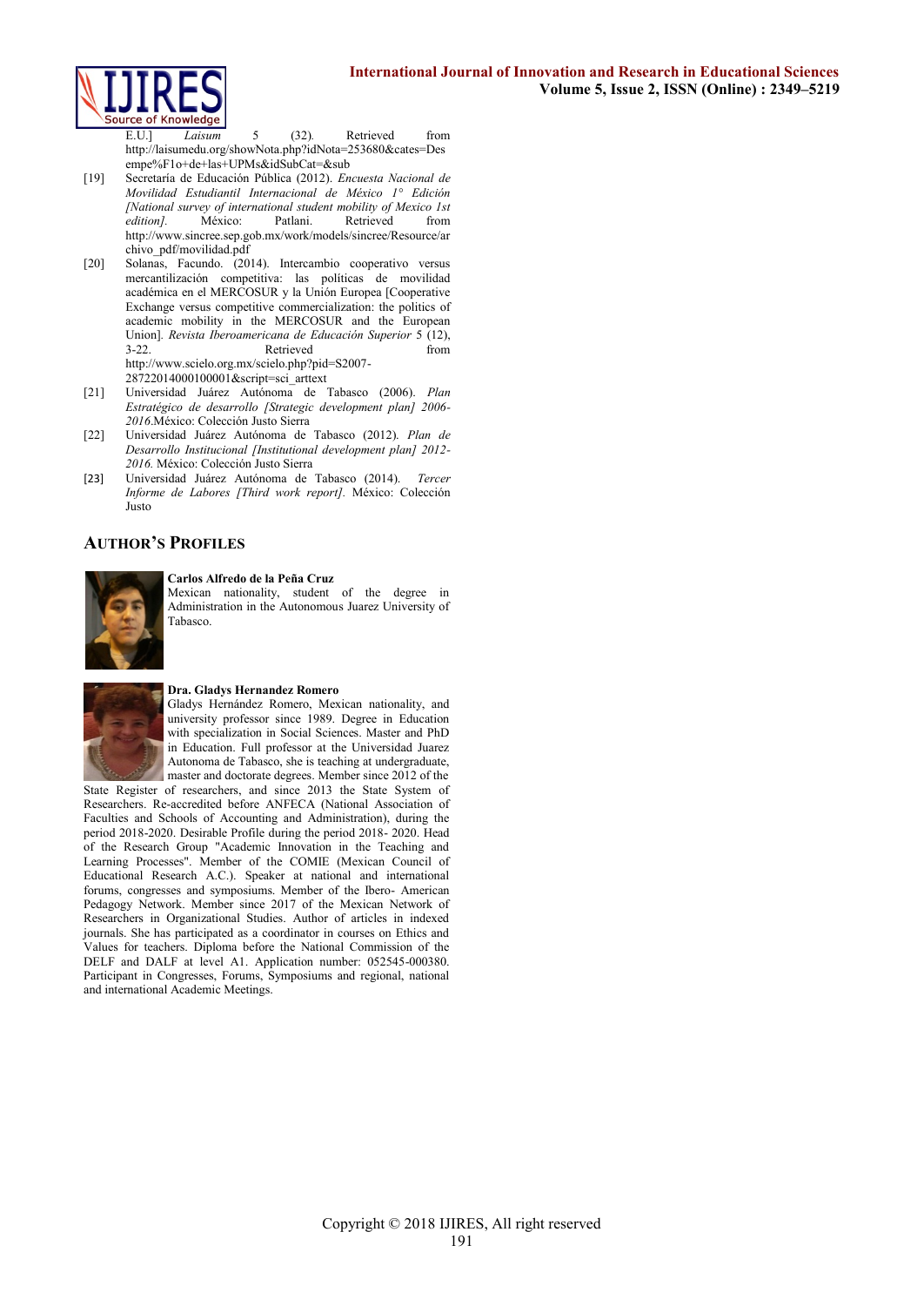E.U.] *Laisum* 5 (32). Retrieved from http://laisumedu.org/showNota.php?idNota=253680&cates=Desempe%F1o+de+las+UPMs&idSubCat=&sub

[19] Secretaría de Educación Pública (2012). *Encuesta Nacional de Movilidad Estudiantil Internacional de México 1° Edición [National survey of international student mobility of Mexico 1st edition].* México: Patlani. Retrieved from http://www.sincree.sep.gob.mx/work/models/sincree/Resource/archivo_pdf/movilidad.pdf

[20] Solanas, Facundo. (2014). Intercambio cooperativo versus mercantilización competitiva: las políticas de movilidad académica en el MERCOSUR y la Unión Europea [Cooperative Exchange versus competitive commercialization: the politics of academic mobility in the MERCOSUR and the European Union]. *Revista Iberoamericana de Educación Superior* 5 (12), 3-22. Retrieved from http://www.scielo.org.mx/scielo.php?pid=S2007-28722014000100001&script=sci_arttext

[21] Universidad Juárez Autónoma de Tabasco (2006). *Plan Estratégico de desarrollo [Strategic development plan] 2006-2016.*México: Colección Justo Sierra

[22] Universidad Juárez Autónoma de Tabasco (2012). *Plan de Desarrollo Institucional [Institutional development plan] 2012-2016.* México: Colección Justo Sierra

[23] Universidad Juárez Autónoma de Tabasco (2014). *Tercer Informe de Labores [Third work report].* México: Colección Justo

## AUTHOR'S PROFILES

**Carlos Alfredo de la Peña Cruz**
Mexican nationality, student of the degree in Administration in the Autonomous Juarez University of Tabasco.

**Dra. Gladys Hernandez Romero**
Gladys Hernández Romero, Mexican nationality, and university professor since 1989. Degree in Education with specialization in Social Sciences. Master and PhD in Education. Full professor at the Universidad Juarez Autonoma de Tabasco, she is teaching at undergraduate, master and doctorate degrees. Member since 2012 of the State Register of researchers, and since 2013 the State System of Researchers. Re-accredited before ANFECA (National Association of Faculties and Schools of Accounting and Administration), during the period 2018-2020. Desirable Profile during the period 2018- 2020. Head of the Research Group "Academic Innovation in the Teaching and Learning Processes". Member of the COMIE (Mexican Council of Educational Research A.C.). Speaker at national and international forums, congresses and symposiums. Member of the Ibero- American Pedagogy Network. Member since 2017 of the Mexican Network of Researchers in Organizational Studies. Author of articles in indexed journals. She has participated as a coordinator in courses on Ethics and Values for teachers. Diploma before the National Commission of the DELF and DALF at level A1. Application number: 052545-000380. Participant in Congresses, Forums, Symposiums and regional, national and international Academic Meetings.